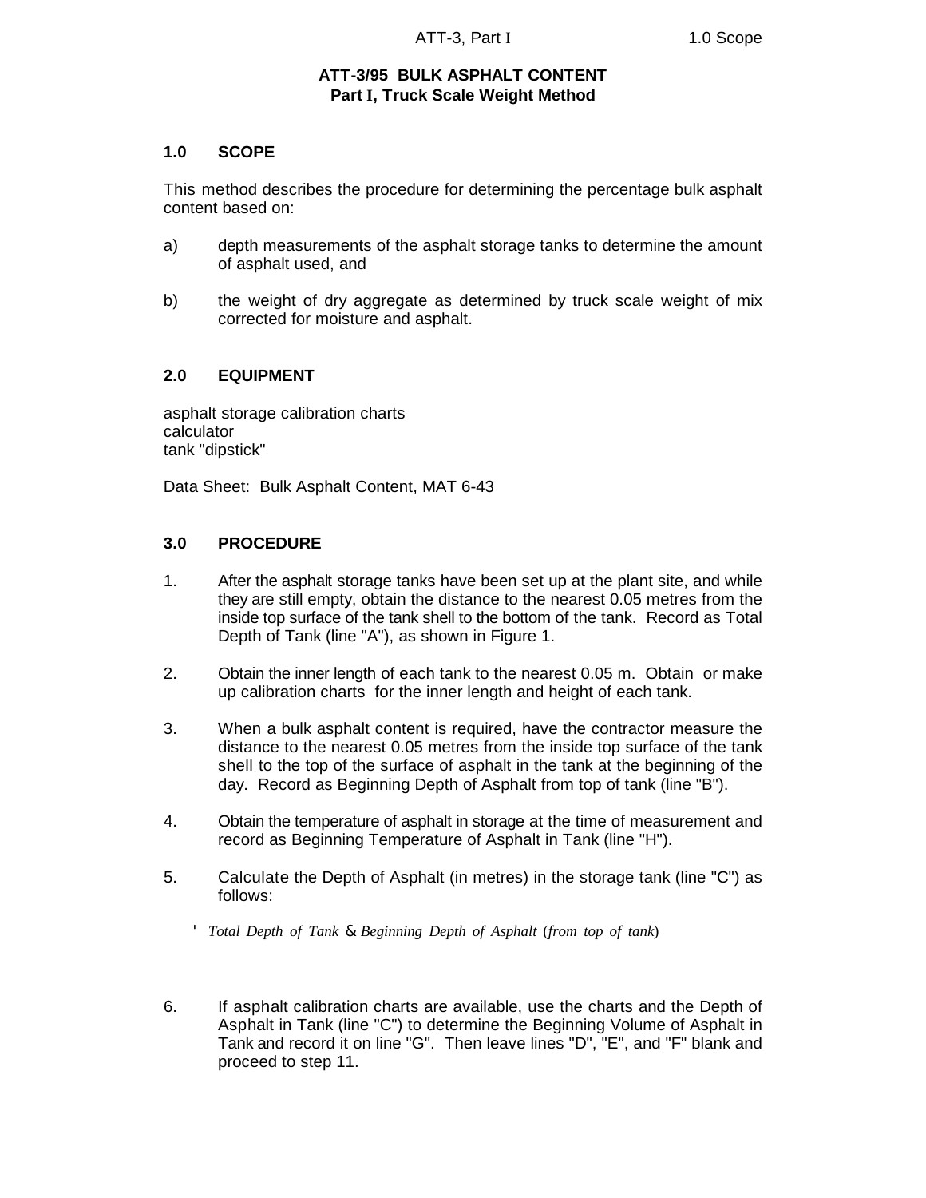# ATT-3/95 BULK ASPHALT CONTENT
## Part I, Truck Scale Weight Method

### 1.0 SCOPE

This method describes the procedure for determining the percentage bulk asphalt content based on:

a) depth measurements of the asphalt storage tanks to determine the amount of asphalt used, and

b) the weight of dry aggregate as determined by truck scale weight of mix corrected for moisture and asphalt.

### 2.0 EQUIPMENT

asphalt storage calibration charts
calculator
tank "dipstick"

Data Sheet: Bulk Asphalt Content, MAT 6-43

### 3.0 PROCEDURE

1. After the asphalt storage tanks have been set up at the plant site, and while they are still empty, obtain the distance to the nearest 0.05 metres from the inside top surface of the tank shell to the bottom of the tank. Record as Total Depth of Tank (line "A"), as shown in Figure 1.

2. Obtain the inner length of each tank to the nearest 0.05 m. Obtain or make up calibration charts for the inner length and height of each tank.

3. When a bulk asphalt content is required, have the contractor measure the distance to the nearest 0.05 metres from the inside top surface of the tank shell to the top of the surface of asphalt in the tank at the beginning of the day. Record as Beginning Depth of Asphalt from top of tank (line "B").

4. Obtain the temperature of asphalt in storage at the time of measurement and record as Beginning Temperature of Asphalt in Tank (line "H").

5. Calculate the Depth of Asphalt (in metres) in the storage tank (line "C") as follows:

$$= \textit{Total Depth of Tank} - \textit{Beginning Depth of Asphalt (from top of tank)}$$

6. If asphalt calibration charts are available, use the charts and the Depth of Asphalt in Tank (line "C") to determine the Beginning Volume of Asphalt in Tank and record it on line "G". Then leave lines "D", "E", and "F" blank and proceed to step 11.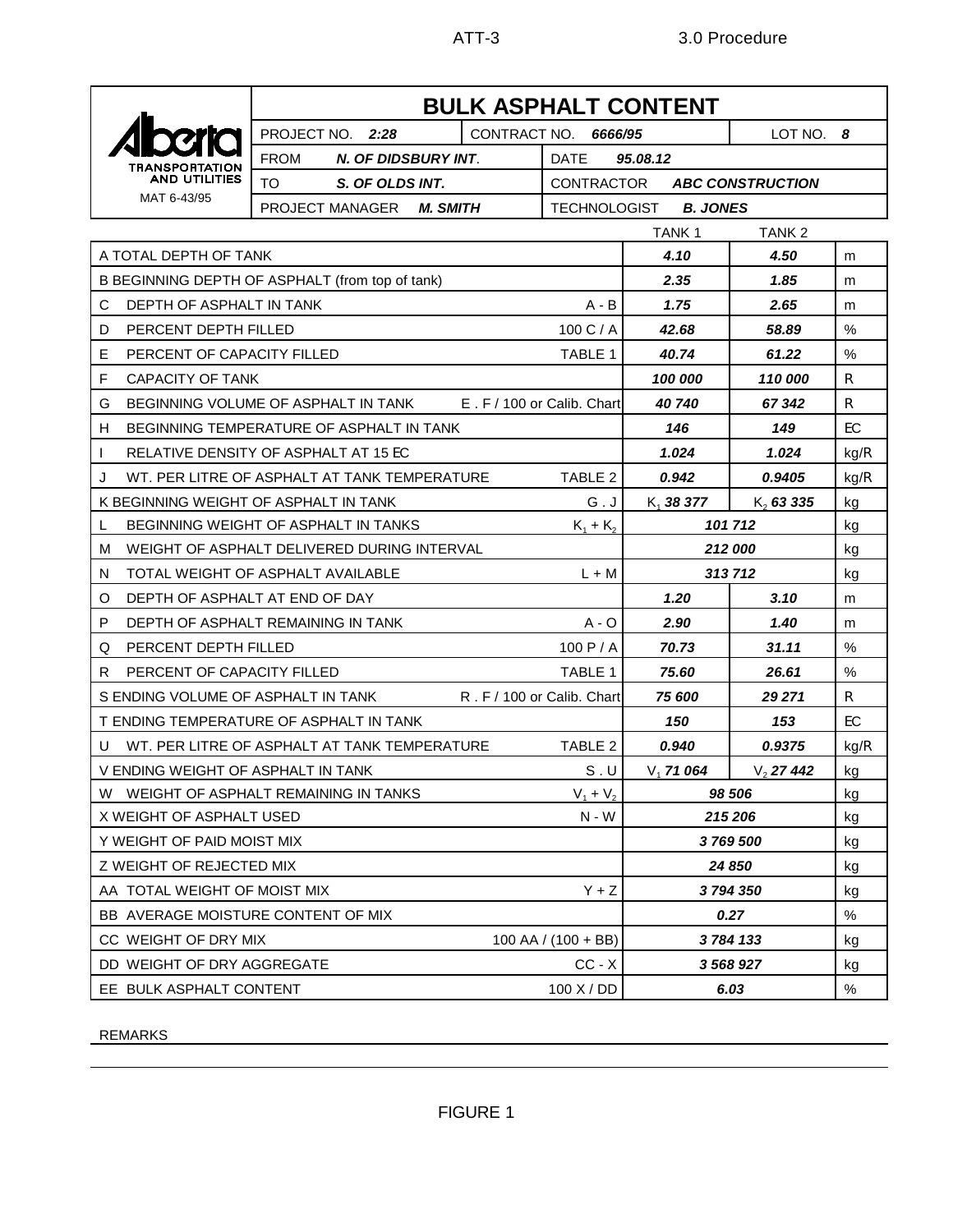# BULK ASPHALT CONTENT

Alberta TRANSPORTATION AND UTILITIES

MAT 6-43/95

| | | | |
|---|---|---|---|
| PROJECT NO. ***2:28*** | CONTRACT NO. ***6666/95*** | | LOT NO. ***8*** |
| FROM ***N. OF DIDSBURY INT.*** | DATE ***95.08.12*** | | |
| TO ***S. OF OLDS INT.*** | CONTRACTOR ***ABC CONSTRUCTION*** | | |
| PROJECT MANAGER ***M. SMITH*** | TECHNOLOGIST ***B. JONES*** | | |

| | | TANK 1 | TANK 2 | |
|---|---|---|---|---|
| A TOTAL DEPTH OF TANK | | ***4.10*** | ***4.50*** | m |
| B BEGINNING DEPTH OF ASPHALT (from top of tank) | | ***2.35*** | ***1.85*** | m |
| C DEPTH OF ASPHALT IN TANK | A - B | ***1.75*** | ***2.65*** | m |
| D PERCENT DEPTH FILLED | 100 C / A | ***42.68*** | ***58.89*** | % |
| E PERCENT OF CAPACITY FILLED | TABLE 1 | ***40.74*** | ***61.22*** | % |
| F CAPACITY OF TANK | | ***100 000*** | ***110 000*** | R |
| G BEGINNING VOLUME OF ASPHALT IN TANK | E . F / 100 or Calib. Chart | ***40 740*** | ***67 342*** | R |
| H BEGINNING TEMPERATURE OF ASPHALT IN TANK | | ***146*** | ***149*** | EC |
| I RELATIVE DENSITY OF ASPHALT AT 15 EC | | ***1.024*** | ***1.024*** | kg/R |
| J WT. PER LITRE OF ASPHALT AT TANK TEMPERATURE | TABLE 2 | ***0.942*** | ***0.9405*** | kg/R |
| K BEGINNING WEIGHT OF ASPHALT IN TANK | G . J | $K_1$ ***38 377*** | $K_2$ ***63 335*** | kg |
| L BEGINNING WEIGHT OF ASPHALT IN TANKS | $K_1 + K_2$ | ***101 712*** | | kg |
| M WEIGHT OF ASPHALT DELIVERED DURING INTERVAL | | ***212 000*** | | kg |
| N TOTAL WEIGHT OF ASPHALT AVAILABLE | L + M | ***313 712*** | | kg |
| O DEPTH OF ASPHALT AT END OF DAY | | ***1.20*** | ***3.10*** | m |
| P DEPTH OF ASPHALT REMAINING IN TANK | A - O | ***2.90*** | ***1.40*** | m |
| Q PERCENT DEPTH FILLED | 100 P / A | ***70.73*** | ***31.11*** | % |
| R PERCENT OF CAPACITY FILLED | TABLE 1 | ***75.60*** | ***26.61*** | % |
| S ENDING VOLUME OF ASPHALT IN TANK | R . F / 100 or Calib. Chart | ***75 600*** | ***29 271*** | R |
| T ENDING TEMPERATURE OF ASPHALT IN TANK | | ***150*** | ***153*** | EC |
| U WT. PER LITRE OF ASPHALT AT TANK TEMPERATURE | TABLE 2 | ***0.940*** | ***0.9375*** | kg/R |
| V ENDING WEIGHT OF ASPHALT IN TANK | S . U | $V_1$ ***71 064*** | $V_2$ ***27 442*** | kg |
| W WEIGHT OF ASPHALT REMAINING IN TANKS | $V_1 + V_2$ | ***98 506*** | | kg |
| X WEIGHT OF ASPHALT USED | N - W | ***215 206*** | | kg |
| Y WEIGHT OF PAID MOIST MIX | | ***3 769 500*** | | kg |
| Z WEIGHT OF REJECTED MIX | | ***24 850*** | | kg |
| AA TOTAL WEIGHT OF MOIST MIX | Y + Z | ***3 794 350*** | | kg |
| BB AVERAGE MOISTURE CONTENT OF MIX | | ***0.27*** | | % |
| CC WEIGHT OF DRY MIX | 100 AA / (100 + BB) | ***3 784 133*** | | kg |
| DD WEIGHT OF DRY AGGREGATE | CC - X | ***3 568 927*** | | kg |
| EE BULK ASPHALT CONTENT | 100 X / DD | ***6.03*** | | % |

REMARKS

FIGURE 1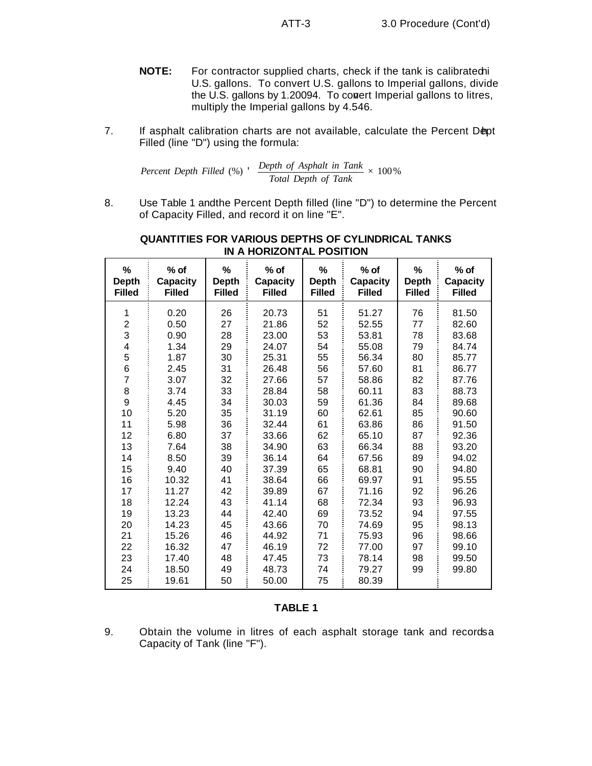**NOTE:** For contractor supplied charts, check if the tank is calibrated in U.S. gallons. To convert U.S. gallons to Imperial gallons, divide the U.S. gallons by 1.20094. To convert Imperial gallons to litres, multiply the Imperial gallons by 4.546.

7. If asphalt calibration charts are not available, calculate the Percent Depth Filled (line "D") using the formula:

$$Percent\ Depth\ Filled\ (\%) = \frac{Depth\ of\ Asphalt\ in\ Tank}{Total\ Depth\ of\ Tank} \times 100\%$$

8. Use Table 1 and the Percent Depth filled (line "D") to determine the Percent of Capacity Filled, and record it on line "E".

**QUANTITIES FOR VARIOUS DEPTHS OF CYLINDRICAL TANKS IN A HORIZONTAL POSITION**

| % Depth Filled | % of Capacity Filled | % Depth Filled | % of Capacity Filled | % Depth Filled | % of Capacity Filled | % Depth Filled | % of Capacity Filled |
|---|---|---|---|---|---|---|---|
| 1 | 0.20 | 26 | 20.73 | 51 | 51.27 | 76 | 81.50 |
| 2 | 0.50 | 27 | 21.86 | 52 | 52.55 | 77 | 82.60 |
| 3 | 0.90 | 28 | 23.00 | 53 | 53.81 | 78 | 83.68 |
| 4 | 1.34 | 29 | 24.07 | 54 | 55.08 | 79 | 84.74 |
| 5 | 1.87 | 30 | 25.31 | 55 | 56.34 | 80 | 85.77 |
| 6 | 2.45 | 31 | 26.48 | 56 | 57.60 | 81 | 86.77 |
| 7 | 3.07 | 32 | 27.66 | 57 | 58.86 | 82 | 87.76 |
| 8 | 3.74 | 33 | 28.84 | 58 | 60.11 | 83 | 88.73 |
| 9 | 4.45 | 34 | 30.03 | 59 | 61.36 | 84 | 89.68 |
| 10 | 5.20 | 35 | 31.19 | 60 | 62.61 | 85 | 90.60 |
| 11 | 5.98 | 36 | 32.44 | 61 | 63.86 | 86 | 91.50 |
| 12 | 6.80 | 37 | 33.66 | 62 | 65.10 | 87 | 92.36 |
| 13 | 7.64 | 38 | 34.90 | 63 | 66.34 | 88 | 93.20 |
| 14 | 8.50 | 39 | 36.14 | 64 | 67.56 | 89 | 94.02 |
| 15 | 9.40 | 40 | 37.39 | 65 | 68.81 | 90 | 94.80 |
| 16 | 10.32 | 41 | 38.64 | 66 | 69.97 | 91 | 95.55 |
| 17 | 11.27 | 42 | 39.89 | 67 | 71.16 | 92 | 96.26 |
| 18 | 12.24 | 43 | 41.14 | 68 | 72.34 | 93 | 96.93 |
| 19 | 13.23 | 44 | 42.40 | 69 | 73.52 | 94 | 97.55 |
| 20 | 14.23 | 45 | 43.66 | 70 | 74.69 | 95 | 98.13 |
| 21 | 15.26 | 46 | 44.92 | 71 | 75.93 | 96 | 98.66 |
| 22 | 16.32 | 47 | 46.19 | 72 | 77.00 | 97 | 99.10 |
| 23 | 17.40 | 48 | 47.45 | 73 | 78.14 | 98 | 99.50 |
| 24 | 18.50 | 49 | 48.73 | 74 | 79.27 | 99 | 99.80 |
| 25 | 19.61 | 50 | 50.00 | 75 | 80.39 | | |

**TABLE 1**

9. Obtain the volume in litres of each asphalt storage tank and record as Capacity of Tank (line "F").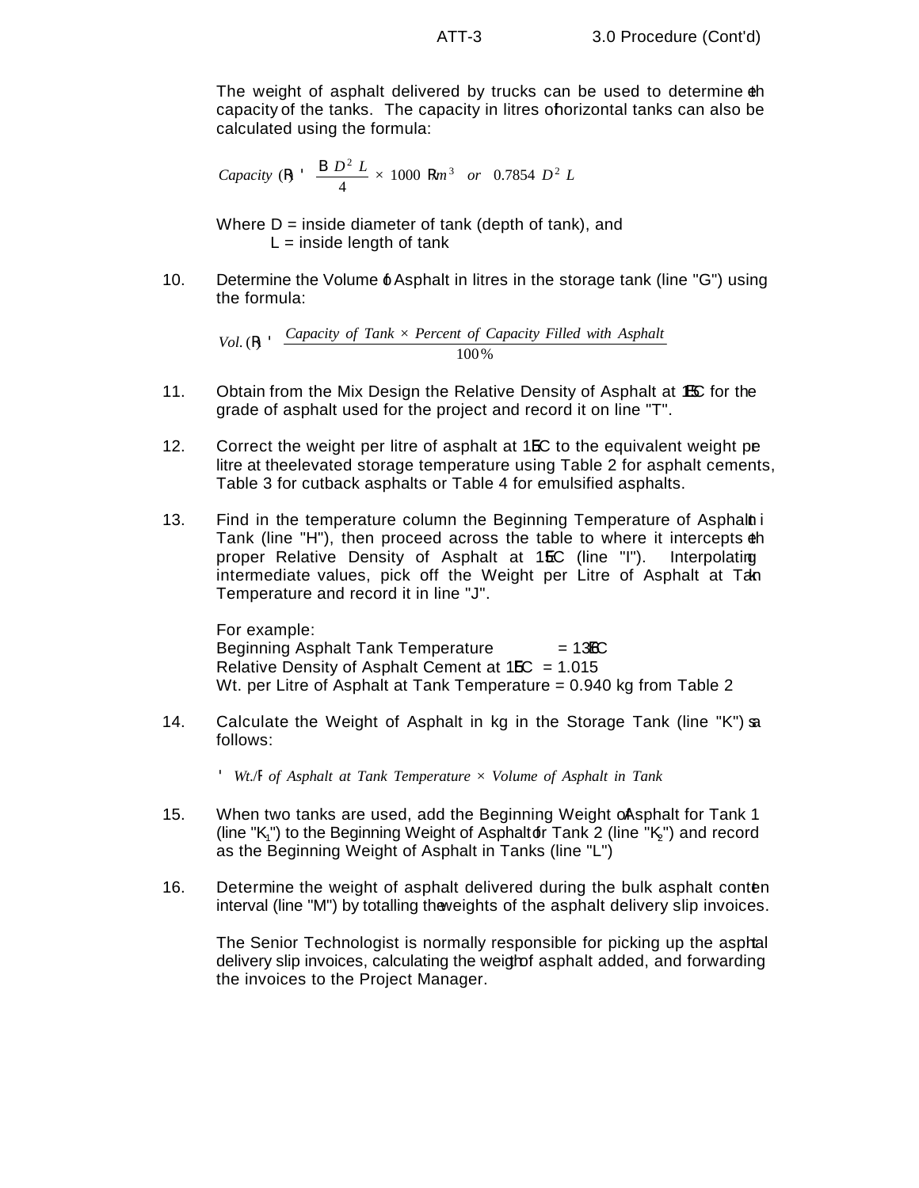The weight of asphalt delivered by trucks can be used to determine the capacity of the tanks. The capacity in litres of horizontal tanks can also be calculated using the formula:

$$Capacity\ (L) = \frac{\pi\ D^2\ L}{4} \times 1000\ L/m^3 \quad or \quad 0.7854\ D^2\ L$$

Where D = inside diameter of tank (depth of tank), and
L = inside length of tank

10. Determine the Volume of Asphalt in litres in the storage tank (line "G") using the formula:

$$Vol.\ (L) = \frac{Capacity\ of\ Tank \times Percent\ of\ Capacity\ Filled\ with\ Asphalt}{100\%}$$

11. Obtain from the Mix Design the Relative Density of Asphalt at 15°C for the grade of asphalt used for the project and record it on line "T".

12. Correct the weight per litre of asphalt at 15°C to the equivalent weight per litre at the elevated storage temperature using Table 2 for asphalt cements, Table 3 for cutback asphalts or Table 4 for emulsified asphalts.

13. Find in the temperature column the Beginning Temperature of Asphalt in Tank (line "H"), then proceed across the table to where it intercepts the proper Relative Density of Asphalt at 15°C (line "I"). Interpolating intermediate values, pick off the Weight per Litre of Asphalt at Tank Temperature and record it in line "J".

    For example:
    Beginning Asphalt Tank Temperature = 138°C
    Relative Density of Asphalt Cement at 15°C = 1.015
    Wt. per Litre of Asphalt at Tank Temperature = 0.940 kg from Table 2

14. Calculate the Weight of Asphalt in kg in the Storage Tank (line "K") as follows:

$$= Wt./L\ of\ Asphalt\ at\ Tank\ Temperature \times Volume\ of\ Asphalt\ in\ Tank$$

15. When two tanks are used, add the Beginning Weight of Asphalt for Tank 1 (line "$K_1$") to the Beginning Weight of Asphalt for Tank 2 (line "$K_2$") and record as the Beginning Weight of Asphalt in Tanks (line "L")

16. Determine the weight of asphalt delivered during the bulk asphalt content interval (line "M") by totalling the weights of the asphalt delivery slip invoices.

    The Senior Technologist is normally responsible for picking up the asphalt delivery slip invoices, calculating the weight of asphalt added, and forwarding the invoices to the Project Manager.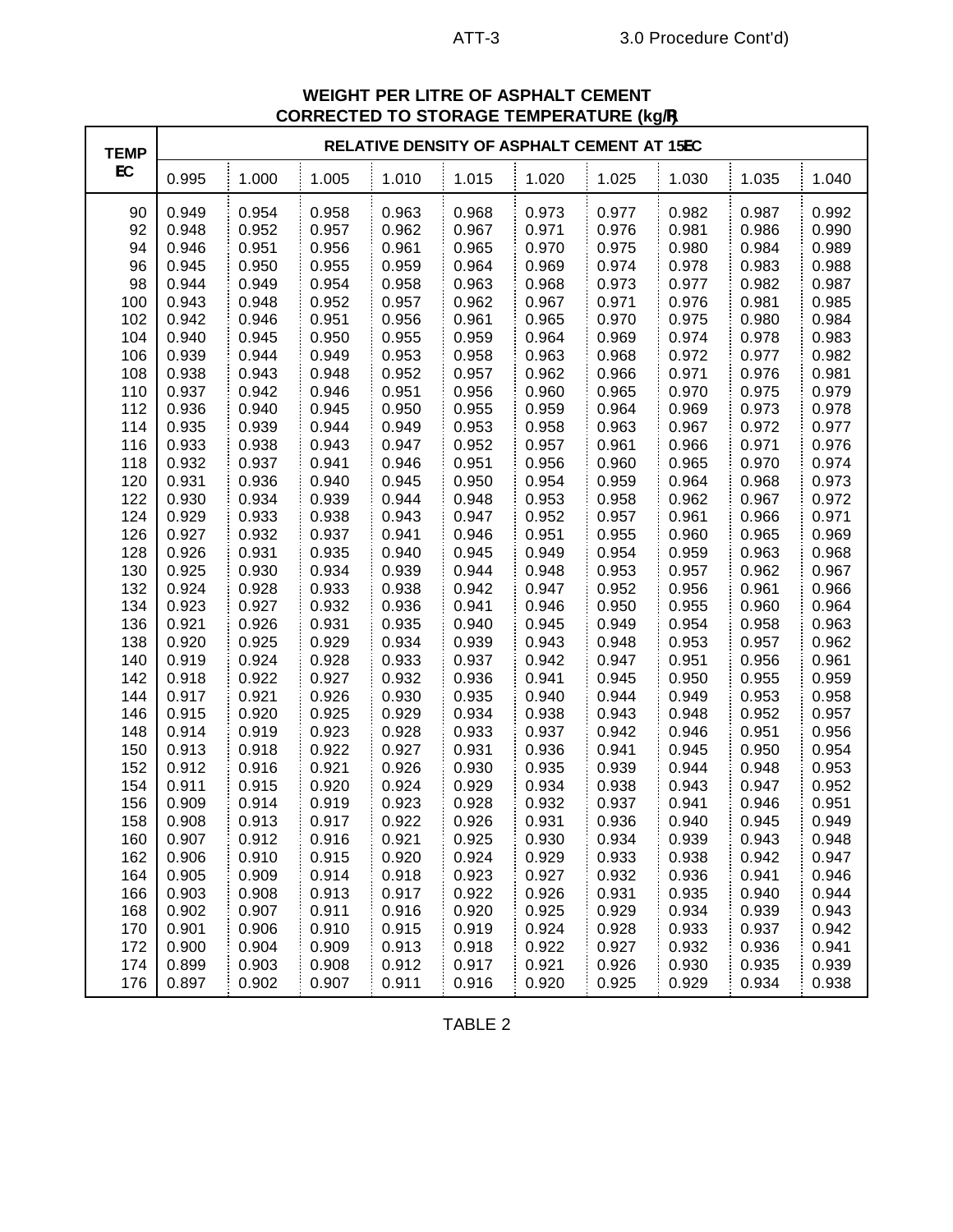**WEIGHT PER LITRE OF ASPHALT CEMENT CORRECTED TO STORAGE TEMPERATURE (kg/R)**

| TEMP EC | RELATIVE DENSITY OF ASPHALT CEMENT AT 15EC | | | | | | | | | |
|---|---|---|---|---|---|---|---|---|---|---|
| | 0.995 | 1.000 | 1.005 | 1.010 | 1.015 | 1.020 | 1.025 | 1.030 | 1.035 | 1.040 |
| 90 | 0.949 | 0.954 | 0.958 | 0.963 | 0.968 | 0.973 | 0.977 | 0.982 | 0.987 | 0.992 |
| 92 | 0.948 | 0.952 | 0.957 | 0.962 | 0.967 | 0.971 | 0.976 | 0.981 | 0.986 | 0.990 |
| 94 | 0.946 | 0.951 | 0.956 | 0.961 | 0.965 | 0.970 | 0.975 | 0.980 | 0.984 | 0.989 |
| 96 | 0.945 | 0.950 | 0.955 | 0.959 | 0.964 | 0.969 | 0.974 | 0.978 | 0.983 | 0.988 |
| 98 | 0.944 | 0.949 | 0.954 | 0.958 | 0.963 | 0.968 | 0.973 | 0.977 | 0.982 | 0.987 |
| 100 | 0.943 | 0.948 | 0.952 | 0.957 | 0.962 | 0.967 | 0.971 | 0.976 | 0.981 | 0.985 |
| 102 | 0.942 | 0.946 | 0.951 | 0.956 | 0.961 | 0.965 | 0.970 | 0.975 | 0.980 | 0.984 |
| 104 | 0.940 | 0.945 | 0.950 | 0.955 | 0.959 | 0.964 | 0.969 | 0.974 | 0.978 | 0.983 |
| 106 | 0.939 | 0.944 | 0.949 | 0.953 | 0.958 | 0.963 | 0.968 | 0.972 | 0.977 | 0.982 |
| 108 | 0.938 | 0.943 | 0.948 | 0.952 | 0.957 | 0.962 | 0.966 | 0.971 | 0.976 | 0.981 |
| 110 | 0.937 | 0.942 | 0.946 | 0.951 | 0.956 | 0.960 | 0.965 | 0.970 | 0.975 | 0.979 |
| 112 | 0.936 | 0.940 | 0.945 | 0.950 | 0.955 | 0.959 | 0.964 | 0.969 | 0.973 | 0.978 |
| 114 | 0.935 | 0.939 | 0.944 | 0.949 | 0.953 | 0.958 | 0.963 | 0.967 | 0.972 | 0.977 |
| 116 | 0.933 | 0.938 | 0.943 | 0.947 | 0.952 | 0.957 | 0.961 | 0.966 | 0.971 | 0.976 |
| 118 | 0.932 | 0.937 | 0.941 | 0.946 | 0.951 | 0.956 | 0.960 | 0.965 | 0.970 | 0.974 |
| 120 | 0.931 | 0.936 | 0.940 | 0.945 | 0.950 | 0.954 | 0.959 | 0.964 | 0.968 | 0.973 |
| 122 | 0.930 | 0.934 | 0.939 | 0.944 | 0.948 | 0.953 | 0.958 | 0.962 | 0.967 | 0.972 |
| 124 | 0.929 | 0.933 | 0.938 | 0.943 | 0.947 | 0.952 | 0.957 | 0.961 | 0.966 | 0.971 |
| 126 | 0.927 | 0.932 | 0.937 | 0.941 | 0.946 | 0.951 | 0.955 | 0.960 | 0.965 | 0.969 |
| 128 | 0.926 | 0.931 | 0.935 | 0.940 | 0.945 | 0.949 | 0.954 | 0.959 | 0.963 | 0.968 |
| 130 | 0.925 | 0.930 | 0.934 | 0.939 | 0.944 | 0.948 | 0.953 | 0.957 | 0.962 | 0.967 |
| 132 | 0.924 | 0.928 | 0.933 | 0.938 | 0.942 | 0.947 | 0.952 | 0.956 | 0.961 | 0.966 |
| 134 | 0.923 | 0.927 | 0.932 | 0.936 | 0.941 | 0.946 | 0.950 | 0.955 | 0.960 | 0.964 |
| 136 | 0.921 | 0.926 | 0.931 | 0.935 | 0.940 | 0.945 | 0.949 | 0.954 | 0.958 | 0.963 |
| 138 | 0.920 | 0.925 | 0.929 | 0.934 | 0.939 | 0.943 | 0.948 | 0.953 | 0.957 | 0.962 |
| 140 | 0.919 | 0.924 | 0.928 | 0.933 | 0.937 | 0.942 | 0.947 | 0.951 | 0.956 | 0.961 |
| 142 | 0.918 | 0.922 | 0.927 | 0.932 | 0.936 | 0.941 | 0.945 | 0.950 | 0.955 | 0.959 |
| 144 | 0.917 | 0.921 | 0.926 | 0.930 | 0.935 | 0.940 | 0.944 | 0.949 | 0.953 | 0.958 |
| 146 | 0.915 | 0.920 | 0.925 | 0.929 | 0.934 | 0.938 | 0.943 | 0.948 | 0.952 | 0.957 |
| 148 | 0.914 | 0.919 | 0.923 | 0.928 | 0.933 | 0.937 | 0.942 | 0.946 | 0.951 | 0.956 |
| 150 | 0.913 | 0.918 | 0.922 | 0.927 | 0.931 | 0.936 | 0.941 | 0.945 | 0.950 | 0.954 |
| 152 | 0.912 | 0.916 | 0.921 | 0.926 | 0.930 | 0.935 | 0.939 | 0.944 | 0.948 | 0.953 |
| 154 | 0.911 | 0.915 | 0.920 | 0.924 | 0.929 | 0.934 | 0.938 | 0.943 | 0.947 | 0.952 |
| 156 | 0.909 | 0.914 | 0.919 | 0.923 | 0.928 | 0.932 | 0.937 | 0.941 | 0.946 | 0.951 |
| 158 | 0.908 | 0.913 | 0.917 | 0.922 | 0.926 | 0.931 | 0.936 | 0.940 | 0.945 | 0.949 |
| 160 | 0.907 | 0.912 | 0.916 | 0.921 | 0.925 | 0.930 | 0.934 | 0.939 | 0.943 | 0.948 |
| 162 | 0.906 | 0.910 | 0.915 | 0.920 | 0.924 | 0.929 | 0.933 | 0.938 | 0.942 | 0.947 |
| 164 | 0.905 | 0.909 | 0.914 | 0.918 | 0.923 | 0.927 | 0.932 | 0.936 | 0.941 | 0.946 |
| 166 | 0.903 | 0.908 | 0.913 | 0.917 | 0.922 | 0.926 | 0.931 | 0.935 | 0.940 | 0.944 |
| 168 | 0.902 | 0.907 | 0.911 | 0.916 | 0.920 | 0.925 | 0.929 | 0.934 | 0.939 | 0.943 |
| 170 | 0.901 | 0.906 | 0.910 | 0.915 | 0.919 | 0.924 | 0.928 | 0.933 | 0.937 | 0.942 |
| 172 | 0.900 | 0.904 | 0.909 | 0.913 | 0.918 | 0.922 | 0.927 | 0.932 | 0.936 | 0.941 |
| 174 | 0.899 | 0.903 | 0.908 | 0.912 | 0.917 | 0.921 | 0.926 | 0.930 | 0.935 | 0.939 |
| 176 | 0.897 | 0.902 | 0.907 | 0.911 | 0.916 | 0.920 | 0.925 | 0.929 | 0.934 | 0.938 |

TABLE 2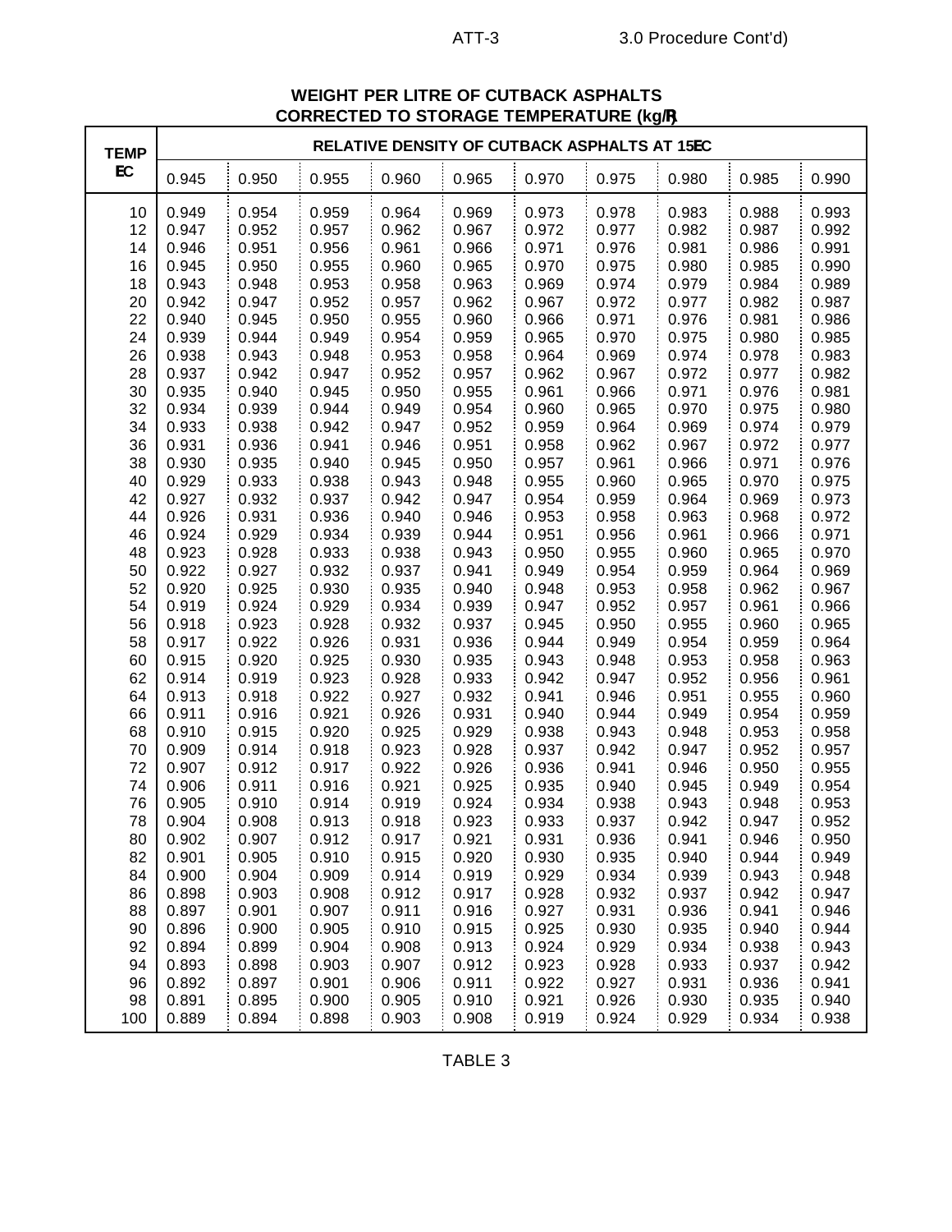## WEIGHT PER LITRE OF CUTBACK ASPHALTS CORRECTED TO STORAGE TEMPERATURE (kg/R)

| TEMP EC | RELATIVE DENSITY OF CUTBACK ASPHALTS AT 15EC | | | | | | | | | |
|---|---|---|---|---|---|---|---|---|---|---|
| | 0.945 | 0.950 | 0.955 | 0.960 | 0.965 | 0.970 | 0.975 | 0.980 | 0.985 | 0.990 |
| 10 | 0.949 | 0.954 | 0.959 | 0.964 | 0.969 | 0.973 | 0.978 | 0.983 | 0.988 | 0.993 |
| 12 | 0.947 | 0.952 | 0.957 | 0.962 | 0.967 | 0.972 | 0.977 | 0.982 | 0.987 | 0.992 |
| 14 | 0.946 | 0.951 | 0.956 | 0.961 | 0.966 | 0.971 | 0.976 | 0.981 | 0.986 | 0.991 |
| 16 | 0.945 | 0.950 | 0.955 | 0.960 | 0.965 | 0.970 | 0.975 | 0.980 | 0.985 | 0.990 |
| 18 | 0.943 | 0.948 | 0.953 | 0.958 | 0.963 | 0.969 | 0.974 | 0.979 | 0.984 | 0.989 |
| 20 | 0.942 | 0.947 | 0.952 | 0.957 | 0.962 | 0.967 | 0.972 | 0.977 | 0.982 | 0.987 |
| 22 | 0.940 | 0.945 | 0.950 | 0.955 | 0.960 | 0.966 | 0.971 | 0.976 | 0.981 | 0.986 |
| 24 | 0.939 | 0.944 | 0.949 | 0.954 | 0.959 | 0.965 | 0.970 | 0.975 | 0.980 | 0.985 |
| 26 | 0.938 | 0.943 | 0.948 | 0.953 | 0.958 | 0.964 | 0.969 | 0.974 | 0.978 | 0.983 |
| 28 | 0.937 | 0.942 | 0.947 | 0.952 | 0.957 | 0.962 | 0.967 | 0.972 | 0.977 | 0.982 |
| 30 | 0.935 | 0.940 | 0.945 | 0.950 | 0.955 | 0.961 | 0.966 | 0.971 | 0.976 | 0.981 |
| 32 | 0.934 | 0.939 | 0.944 | 0.949 | 0.954 | 0.960 | 0.965 | 0.970 | 0.975 | 0.980 |
| 34 | 0.933 | 0.938 | 0.942 | 0.947 | 0.952 | 0.959 | 0.964 | 0.969 | 0.974 | 0.979 |
| 36 | 0.931 | 0.936 | 0.941 | 0.946 | 0.951 | 0.958 | 0.962 | 0.967 | 0.972 | 0.977 |
| 38 | 0.930 | 0.935 | 0.940 | 0.945 | 0.950 | 0.957 | 0.961 | 0.966 | 0.971 | 0.976 |
| 40 | 0.929 | 0.933 | 0.938 | 0.943 | 0.948 | 0.955 | 0.960 | 0.965 | 0.970 | 0.975 |
| 42 | 0.927 | 0.932 | 0.937 | 0.942 | 0.947 | 0.954 | 0.959 | 0.964 | 0.969 | 0.973 |
| 44 | 0.926 | 0.931 | 0.936 | 0.940 | 0.946 | 0.953 | 0.958 | 0.963 | 0.968 | 0.972 |
| 46 | 0.924 | 0.929 | 0.934 | 0.939 | 0.944 | 0.951 | 0.956 | 0.961 | 0.966 | 0.971 |
| 48 | 0.923 | 0.928 | 0.933 | 0.938 | 0.943 | 0.950 | 0.955 | 0.960 | 0.965 | 0.970 |
| 50 | 0.922 | 0.927 | 0.932 | 0.937 | 0.941 | 0.949 | 0.954 | 0.959 | 0.964 | 0.969 |
| 52 | 0.920 | 0.925 | 0.930 | 0.935 | 0.940 | 0.948 | 0.953 | 0.958 | 0.962 | 0.967 |
| 54 | 0.919 | 0.924 | 0.929 | 0.934 | 0.939 | 0.947 | 0.952 | 0.957 | 0.961 | 0.966 |
| 56 | 0.918 | 0.923 | 0.928 | 0.932 | 0.937 | 0.945 | 0.950 | 0.955 | 0.960 | 0.965 |
| 58 | 0.917 | 0.922 | 0.926 | 0.931 | 0.936 | 0.944 | 0.949 | 0.954 | 0.959 | 0.964 |
| 60 | 0.915 | 0.920 | 0.925 | 0.930 | 0.935 | 0.943 | 0.948 | 0.953 | 0.958 | 0.963 |
| 62 | 0.914 | 0.919 | 0.923 | 0.928 | 0.933 | 0.942 | 0.947 | 0.952 | 0.956 | 0.961 |
| 64 | 0.913 | 0.918 | 0.922 | 0.927 | 0.932 | 0.941 | 0.946 | 0.951 | 0.955 | 0.960 |
| 66 | 0.911 | 0.916 | 0.921 | 0.926 | 0.931 | 0.940 | 0.944 | 0.949 | 0.954 | 0.959 |
| 68 | 0.910 | 0.915 | 0.920 | 0.925 | 0.929 | 0.938 | 0.943 | 0.948 | 0.953 | 0.958 |
| 70 | 0.909 | 0.914 | 0.918 | 0.923 | 0.928 | 0.937 | 0.942 | 0.947 | 0.952 | 0.957 |
| 72 | 0.907 | 0.912 | 0.917 | 0.922 | 0.926 | 0.936 | 0.941 | 0.946 | 0.950 | 0.955 |
| 74 | 0.906 | 0.911 | 0.916 | 0.921 | 0.925 | 0.935 | 0.940 | 0.945 | 0.949 | 0.954 |
| 76 | 0.905 | 0.910 | 0.914 | 0.919 | 0.924 | 0.934 | 0.938 | 0.943 | 0.948 | 0.953 |
| 78 | 0.904 | 0.908 | 0.913 | 0.918 | 0.923 | 0.933 | 0.937 | 0.942 | 0.947 | 0.952 |
| 80 | 0.902 | 0.907 | 0.912 | 0.917 | 0.921 | 0.931 | 0.936 | 0.941 | 0.946 | 0.950 |
| 82 | 0.901 | 0.905 | 0.910 | 0.915 | 0.920 | 0.930 | 0.935 | 0.940 | 0.944 | 0.949 |
| 84 | 0.900 | 0.904 | 0.909 | 0.914 | 0.919 | 0.929 | 0.934 | 0.939 | 0.943 | 0.948 |
| 86 | 0.898 | 0.903 | 0.908 | 0.912 | 0.917 | 0.928 | 0.932 | 0.937 | 0.942 | 0.947 |
| 88 | 0.897 | 0.901 | 0.907 | 0.911 | 0.916 | 0.927 | 0.931 | 0.936 | 0.941 | 0.946 |
| 90 | 0.896 | 0.900 | 0.905 | 0.910 | 0.915 | 0.925 | 0.930 | 0.935 | 0.940 | 0.944 |
| 92 | 0.894 | 0.899 | 0.904 | 0.908 | 0.913 | 0.924 | 0.929 | 0.934 | 0.938 | 0.943 |
| 94 | 0.893 | 0.898 | 0.903 | 0.907 | 0.912 | 0.923 | 0.928 | 0.933 | 0.937 | 0.942 |
| 96 | 0.892 | 0.897 | 0.901 | 0.906 | 0.911 | 0.922 | 0.927 | 0.931 | 0.936 | 0.941 |
| 98 | 0.891 | 0.895 | 0.900 | 0.905 | 0.910 | 0.921 | 0.926 | 0.930 | 0.935 | 0.940 |
| 100 | 0.889 | 0.894 | 0.898 | 0.903 | 0.908 | 0.919 | 0.924 | 0.929 | 0.934 | 0.938 |

TABLE 3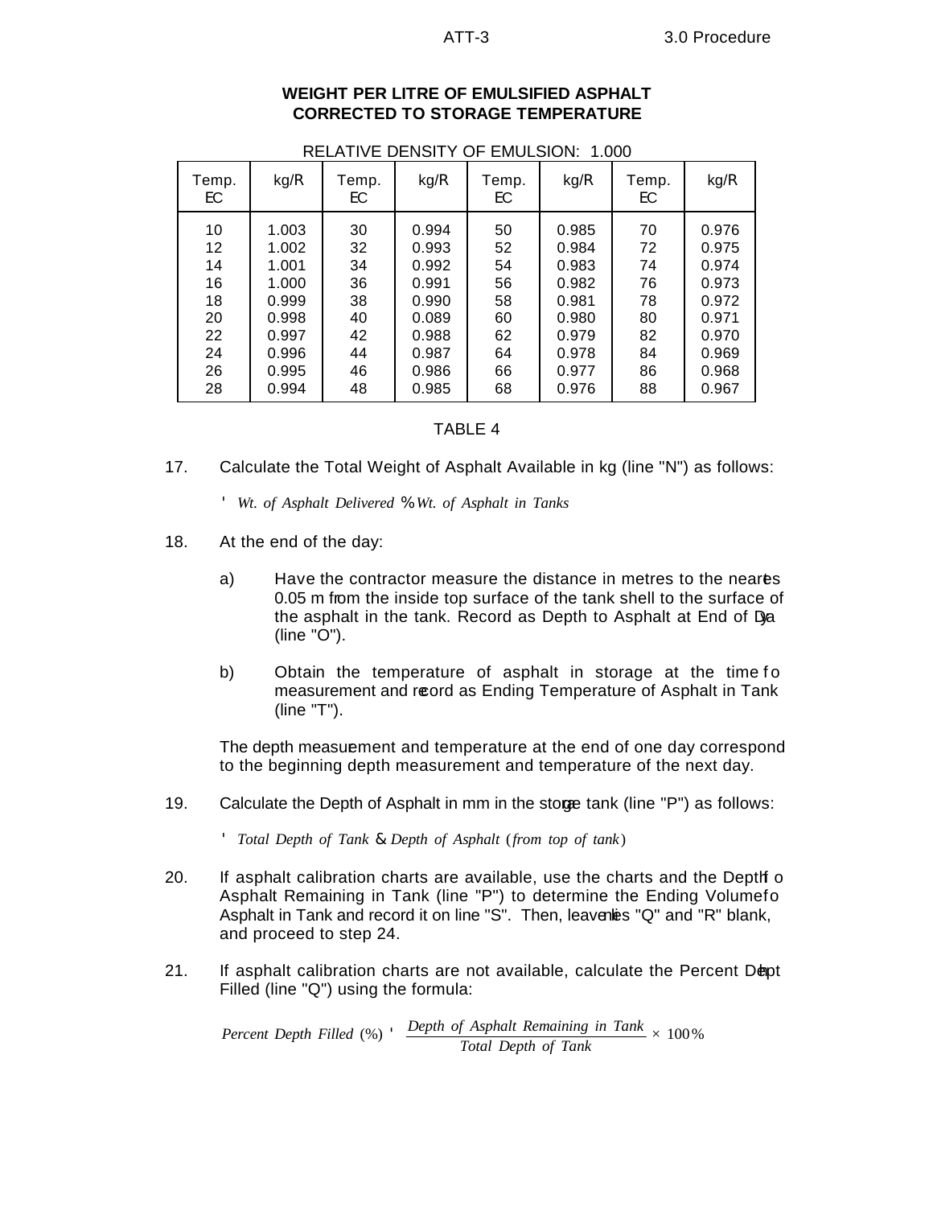## WEIGHT PER LITRE OF EMULSIFIED ASPHALT CORRECTED TO STORAGE TEMPERATURE

RELATIVE DENSITY OF EMULSION: 1.000

| Temp. °C | kg/ℓ | Temp. °C | kg/ℓ | Temp. °C | kg/ℓ | Temp. °C | kg/ℓ |
|---|---|---|---|---|---|---|---|
| 10 | 1.003 | 30 | 0.994 | 50 | 0.985 | 70 | 0.976 |
| 12 | 1.002 | 32 | 0.993 | 52 | 0.984 | 72 | 0.975 |
| 14 | 1.001 | 34 | 0.992 | 54 | 0.983 | 74 | 0.974 |
| 16 | 1.000 | 36 | 0.991 | 56 | 0.982 | 76 | 0.973 |
| 18 | 0.999 | 38 | 0.990 | 58 | 0.981 | 78 | 0.972 |
| 20 | 0.998 | 40 | 0.089 | 60 | 0.980 | 80 | 0.971 |
| 22 | 0.997 | 42 | 0.988 | 62 | 0.979 | 82 | 0.970 |
| 24 | 0.996 | 44 | 0.987 | 64 | 0.978 | 84 | 0.969 |
| 26 | 0.995 | 46 | 0.986 | 66 | 0.977 | 86 | 0.968 |
| 28 | 0.994 | 48 | 0.985 | 68 | 0.976 | 88 | 0.967 |

TABLE 4

17. Calculate the Total Weight of Asphalt Available in kg (line "N") as follows:

$$= Wt.\ of\ Asphalt\ Delivered + Wt.\ of\ Asphalt\ in\ Tanks$$

18. At the end of the day:

    a) Have the contractor measure the distance in metres to the nearest 0.05 m from the inside top surface of the tank shell to the surface of the asphalt in the tank. Record as Depth to Asphalt at End of Day (line "O").

    b) Obtain the temperature of asphalt in storage at the time of measurement and record as Ending Temperature of Asphalt in Tank (line "T").

    The depth measurement and temperature at the end of one day correspond to the beginning depth measurement and temperature of the next day.

19. Calculate the Depth of Asphalt in mm in the storage tank (line "P") as follows:

$$= Total\ Depth\ of\ Tank - Depth\ of\ Asphalt\ (from\ top\ of\ tank)$$

20. If asphalt calibration charts are available, use the charts and the Depth of Asphalt Remaining in Tank (line "P") to determine the Ending Volume of Asphalt in Tank and record it on line "S". Then, leave lines "Q" and "R" blank, and proceed to step 24.

21. If asphalt calibration charts are not available, calculate the Percent Depth Filled (line "Q") using the formula:

$$Percent\ Depth\ Filled\ (\%) = \frac{Depth\ of\ Asphalt\ Remaining\ in\ Tank}{Total\ Depth\ of\ Tank} \times 100\%$$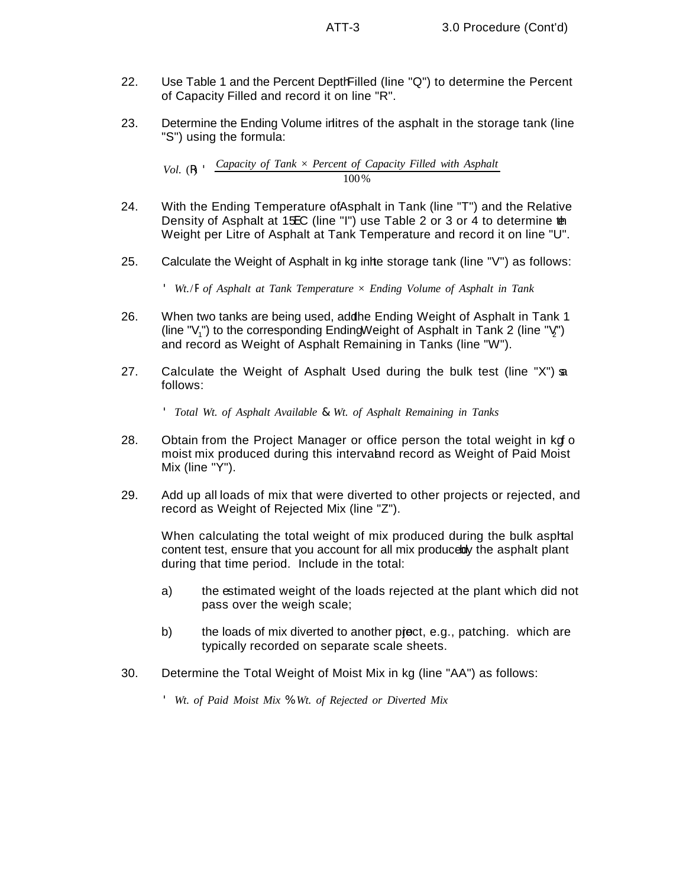22. Use Table 1 and the Percent Depth Filled (line "Q") to determine the Percent of Capacity Filled and record it on line "R".

23. Determine the Ending Volume in litres of the asphalt in the storage tank (line "S") using the formula:

$$Vol.\ (R) = \frac{Capacity\ of\ Tank \times Percent\ of\ Capacity\ Filled\ with\ Asphalt}{100\%}$$

24. With the Ending Temperature of Asphalt in Tank (line "T") and the Relative Density of Asphalt at 15°C (line "I") use Table 2 or 3 or 4 to determine the Weight per Litre of Asphalt at Tank Temperature and record it on line "U".

25. Calculate the Weight of Asphalt in kg in the storage tank (line "V") as follows:

$$= Wt./L\ of\ Asphalt\ at\ Tank\ Temperature \times Ending\ Volume\ of\ Asphalt\ in\ Tank$$

26. When two tanks are being used, add the Ending Weight of Asphalt in Tank 1 (line "$V_1$") to the corresponding Ending Weight of Asphalt in Tank 2 (line "$V_2$") and record as Weight of Asphalt Remaining in Tanks (line "W").

27. Calculate the Weight of Asphalt Used during the bulk test (line "X") as follows:

$$= Total\ Wt.\ of\ Asphalt\ Available - Wt.\ of\ Asphalt\ Remaining\ in\ Tanks$$

28. Obtain from the Project Manager or office person the total weight in kg of moist mix produced during this interval and record as Weight of Paid Moist Mix (line "Y").

29. Add up all loads of mix that were diverted to other projects or rejected, and record as Weight of Rejected Mix (line "Z").

    When calculating the total weight of mix produced during the bulk asphalt content test, ensure that you account for all mix produced by the asphalt plant during that time period. Include in the total:

    a) the estimated weight of the loads rejected at the plant which did not pass over the weigh scale;

    b) the loads of mix diverted to another project, e.g., patching. which are typically recorded on separate scale sheets.

30. Determine the Total Weight of Moist Mix in kg (line "AA") as follows:

$$= Wt.\ of\ Paid\ Moist\ Mix + Wt.\ of\ Rejected\ or\ Diverted\ Mix$$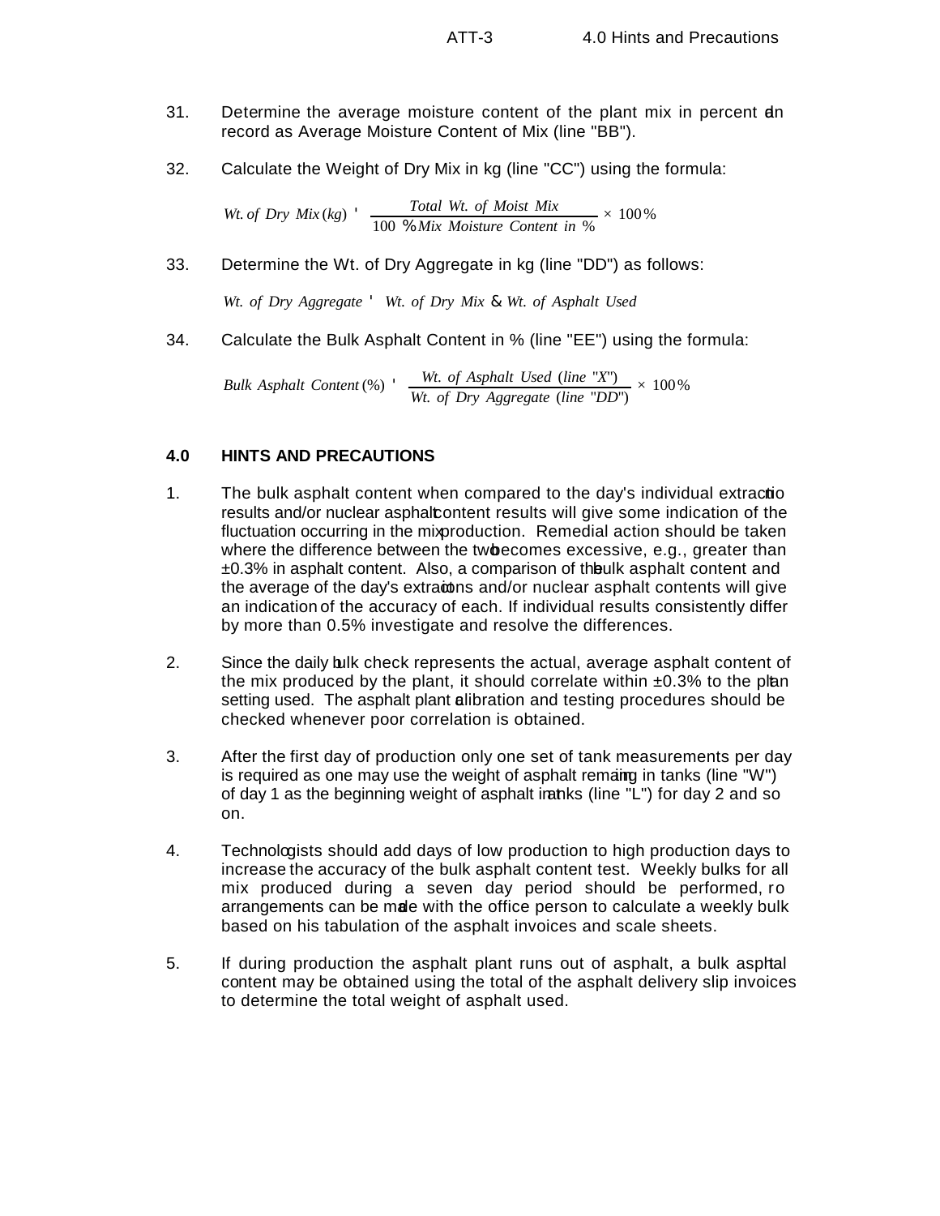31. Determine the average moisture content of the plant mix in percent and record as Average Moisture Content of Mix (line "BB").

32. Calculate the Weight of Dry Mix in kg (line "CC") using the formula:

$$Wt.\ of\ Dry\ Mix\,(kg) = \frac{Total\ Wt.\ of\ Moist\ Mix}{100\ \% + Mix\ Moisture\ Content\ in\ \%} \times 100\%$$

33. Determine the Wt. of Dry Aggregate in kg (line "DD") as follows:

$$Wt.\ of\ Dry\ Aggregate = Wt.\ of\ Dry\ Mix - Wt.\ of\ Asphalt\ Used$$

34. Calculate the Bulk Asphalt Content in % (line "EE") using the formula:

$$Bulk\ Asphalt\ Content\,(\%) = \frac{Wt.\ of\ Asphalt\ Used\ (line\ "X")}{Wt.\ of\ Dry\ Aggregate\ (line\ "DD")} \times 100\%$$

## 4.0 HINTS AND PRECAUTIONS

1. The bulk asphalt content when compared to the day's individual extraction results and/or nuclear asphalt content results will give some indication of the fluctuation occurring in the mix production. Remedial action should be taken where the difference between the two becomes excessive, e.g., greater than ±0.3% in asphalt content. Also, a comparison of the bulk asphalt content and the average of the day's extractions and/or nuclear asphalt contents will give an indication of the accuracy of each. If individual results consistently differ by more than 0.5% investigate and resolve the differences.

2. Since the daily bulk check represents the actual, average asphalt content of the mix produced by the plant, it should correlate within ±0.3% to the plant setting used. The asphalt plant calibration and testing procedures should be checked whenever poor correlation is obtained.

3. After the first day of production only one set of tank measurements per day is required as one may use the weight of asphalt remaining in tanks (line "W") of day 1 as the beginning weight of asphalt in tanks (line "L") for day 2 and so on.

4. Technologists should add days of low production to high production days to increase the accuracy of the bulk asphalt content test. Weekly bulks for all mix produced during a seven day period should be performed, or arrangements can be made with the office person to calculate a weekly bulk based on his tabulation of the asphalt invoices and scale sheets.

5. If during production the asphalt plant runs out of asphalt, a bulk asphalt content may be obtained using the total of the asphalt delivery slip invoices to determine the total weight of asphalt used.